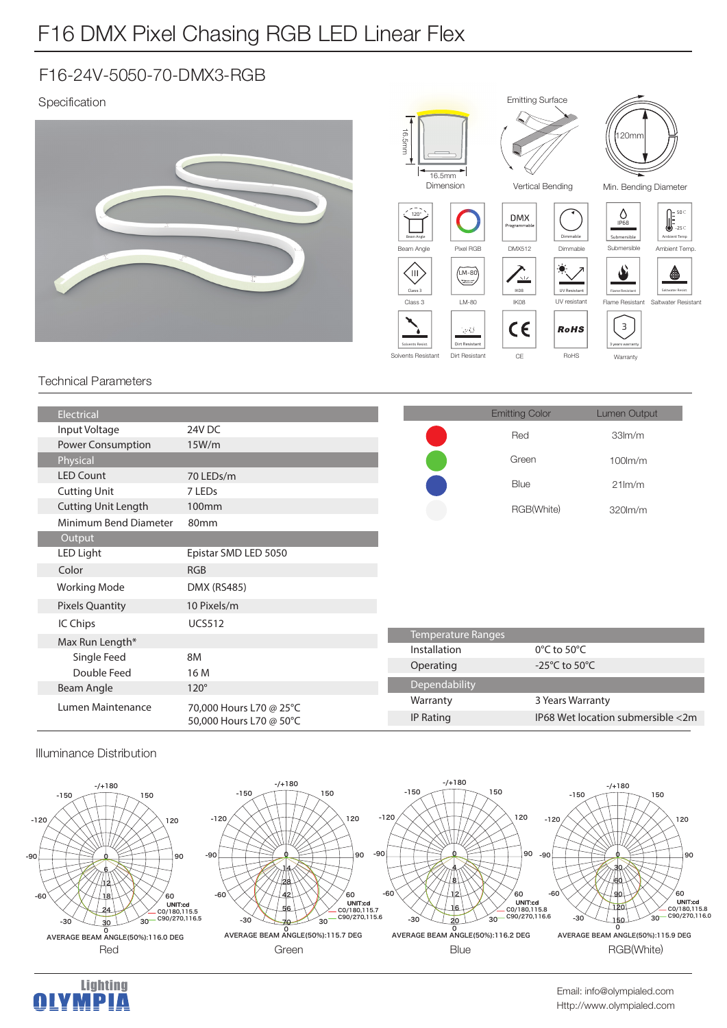# F16 DMX Pixel Chasing RGB LED Linear Flex

## F16-24V-5050-70-DMX3-RGB

### Specification

16.5mm
16.5mm
Dimension

Emitting Surface
Vertical Bending

120mm
Min. Bending Diameter

Beam Angle | Pixel RGB | DMX512 | Dimmable | Submersible | Ambient Temp.

Class 3 | LM-80 | IK08 | UV resistant | Flame Resistant | Saltwater Resistant

Solvents Resistant | Dirt Resistant | CE | RoHS | Warranty

### Technical Parameters

| Electrical | |
|---|---|
| Input Voltage | 24V DC |
| Power Consumption | 15W/m |
| **Physical** | |
| LED Count | 70 LEDs/m |
| Cutting Unit | 7 LEDs |
| Cutting Unit Length | 100mm |
| Minimum Bend Diameter | 80mm |
| **Output** | |
| LED Light | Epistar SMD LED 5050 |
| Color | RGB |
| Working Mode | DMX (RS485) |
| Pixels Quantity | 10 Pixels/m |
| IC Chips | UCS512 |
| Max Run Length* | |
| Single Feed | 8M |
| Double Feed | 16 M |
| Beam Angle | 120° |
| Lumen Maintenance | 70,000 Hours L70 @ 25°C<br>50,000 Hours L70 @ 50°C |

| Emitting Color | Lumen Output |
|---|---|
| Red | 33lm/m |
| Green | 100lm/m |
| Blue | 21lm/m |
| RGB(White) | 320lm/m |

| Temperature Ranges | |
|---|---|
| Installation | 0°C to 50°C |
| Operating | -25°C to 50°C |
| **Dependability** | |
| Warranty | 3 Years Warranty |
| IP Rating | IP68 Wet location submersible <2m |

### Illuminance Distribution

Red — UNIT:cd; C0/180,115.5; C90/270,116.5; AVERAGE BEAM ANGLE(50%):116.0 DEG

Green — UNIT:cd; C0/180,115.7; C90/270,115.6; AVERAGE BEAM ANGLE(50%):115.7 DEG

Blue — UNIT:cd; C0/180,115.8; C90/270,116.6; AVERAGE BEAM ANGLE(50%):116.2 DEG

RGB(White) — UNIT:cd; C0/180,115.8; C90/270,116.0; AVERAGE BEAM ANGLE(50%):115.9 DEG

Lighting OLYMPIA

Email: info@olympialed.com
Http://www.olympialed.com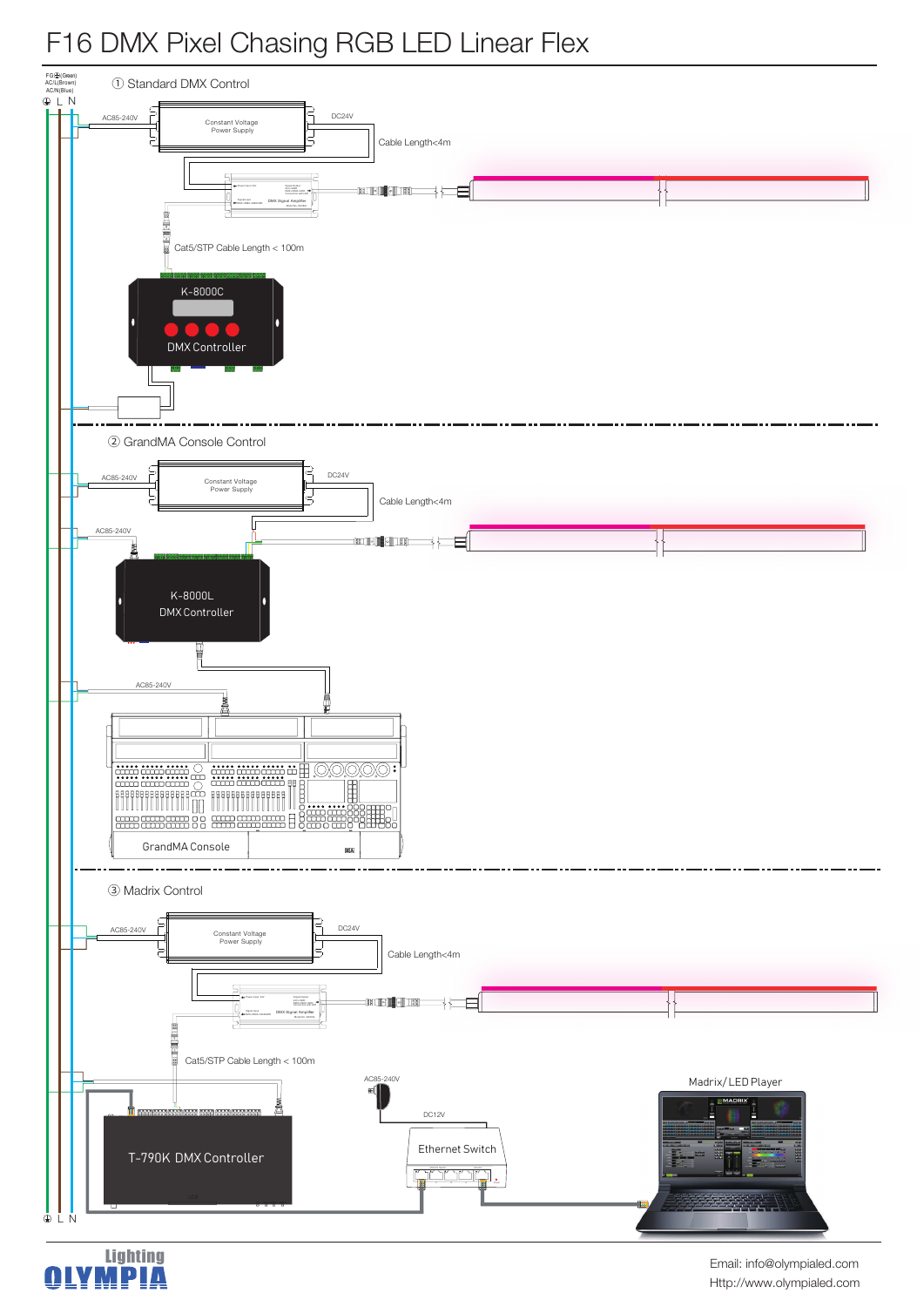# F16 DMX Pixel Chasing RGB LED Linear Flex

FG(Green)
AC/L(Brown)
AC/N(Blue)

L N

① Standard DMX Control

AC85-240V

Constant Voltage
Power Supply

DC24V

Cable Length<4m

DMX Signal Amplifier

Cat5/STP Cable Length < 100m

K-8000C

DMX Controller

② GrandMA Console Control

AC85-240V

Constant Voltage
Power Supply

DC24V

Cable Length<4m

AC85-240V

K-8000L
DMX Controller

AC85-240V

GrandMA Console

③ Madrix Control

AC85-240V

Constant Voltage
Power Supply

DC24V

Cable Length<4m

DMX Signal Amplifier

Cat5/STP Cable Length < 100m

AC85-240V

DC12V

Madrix/LED Player

T-790K DMX Controller

Ethernet Switch

L N

Lighting
OLYMPIA

Email: info@olympialed.com
Http://www.olympialed.com